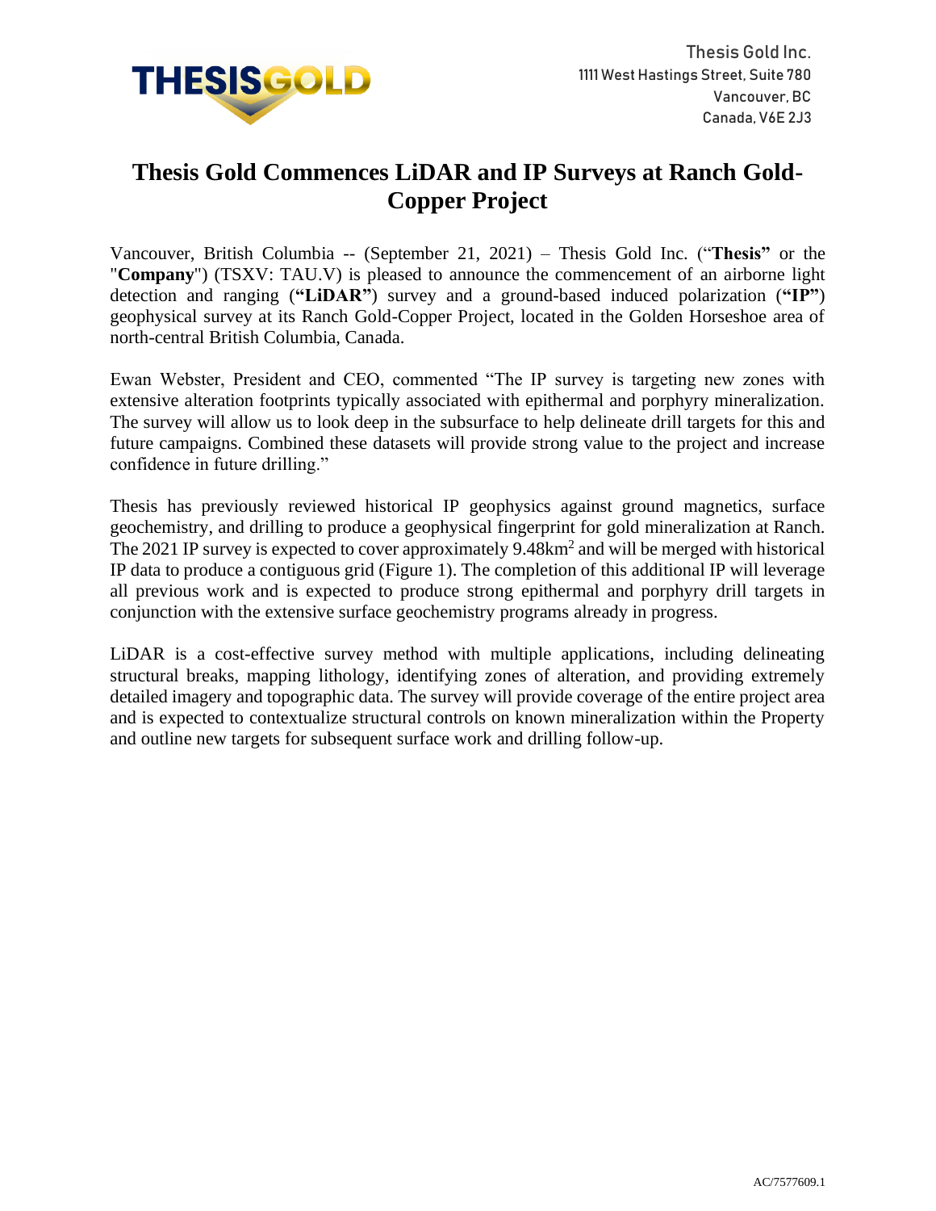Thesis Gold Inc.
1111 West Hastings Street, Suite 780
Vancouver, BC
Canada, V6E 2J3

# Thesis Gold Commences LiDAR and IP Surveys at Ranch Gold-Copper Project

Vancouver, British Columbia -- (September 21, 2021) – Thesis Gold Inc. ("**Thesis**" or the "**Company**") (TSXV: TAU.V) is pleased to announce the commencement of an airborne light detection and ranging (**"LiDAR"**) survey and a ground-based induced polarization (**"IP"**) geophysical survey at its Ranch Gold-Copper Project, located in the Golden Horseshoe area of north-central British Columbia, Canada.

Ewan Webster, President and CEO, commented "The IP survey is targeting new zones with extensive alteration footprints typically associated with epithermal and porphyry mineralization. The survey will allow us to look deep in the subsurface to help delineate drill targets for this and future campaigns. Combined these datasets will provide strong value to the project and increase confidence in future drilling."

Thesis has previously reviewed historical IP geophysics against ground magnetics, surface geochemistry, and drilling to produce a geophysical fingerprint for gold mineralization at Ranch. The 2021 IP survey is expected to cover approximately 9.48km$^2$ and will be merged with historical IP data to produce a contiguous grid (Figure 1). The completion of this additional IP will leverage all previous work and is expected to produce strong epithermal and porphyry drill targets in conjunction with the extensive surface geochemistry programs already in progress.

LiDAR is a cost-effective survey method with multiple applications, including delineating structural breaks, mapping lithology, identifying zones of alteration, and providing extremely detailed imagery and topographic data. The survey will provide coverage of the entire project area and is expected to contextualize structural controls on known mineralization within the Property and outline new targets for subsequent surface work and drilling follow-up.

AC/7577609.1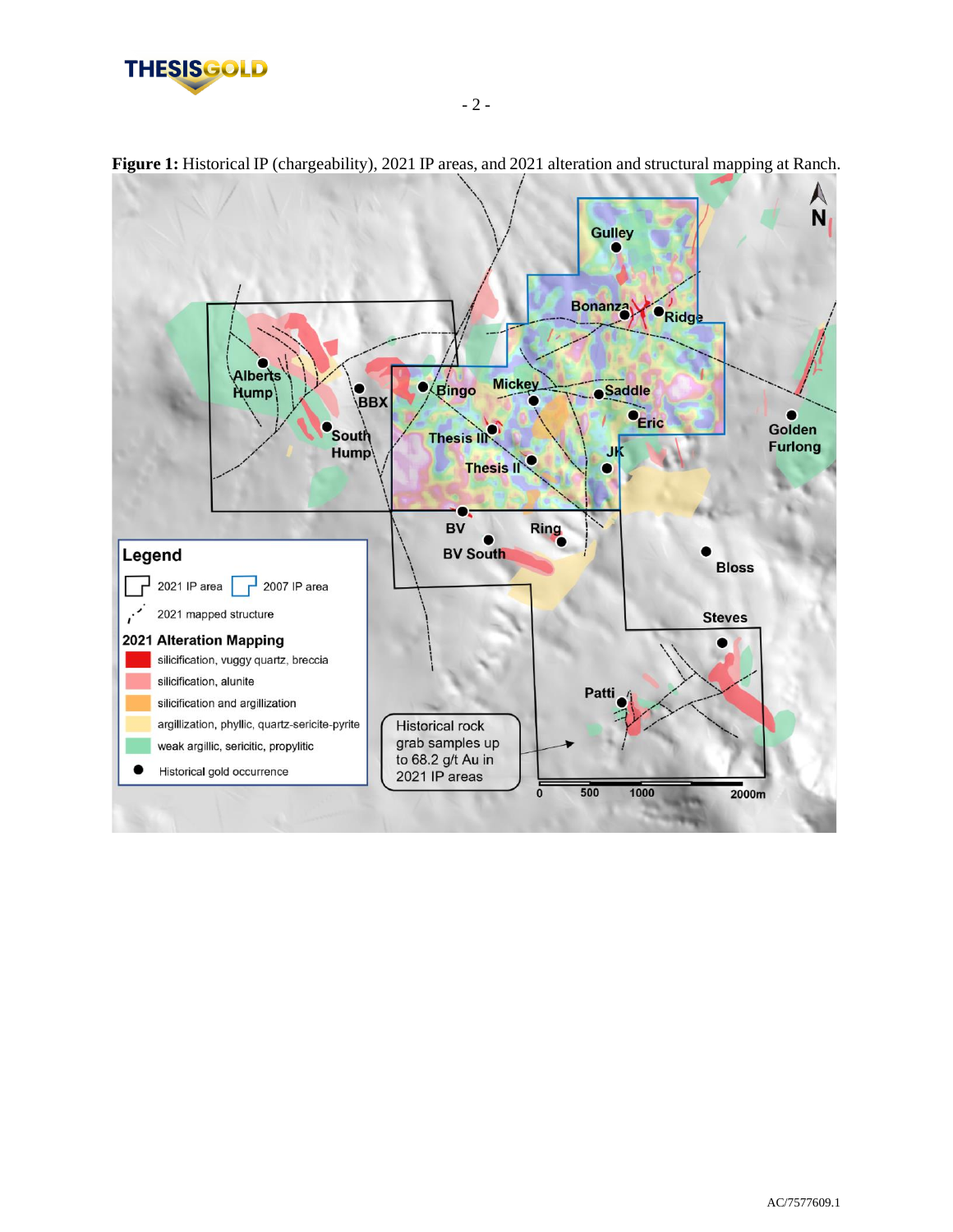**Figure 1:** Historical IP (chargeability), 2021 IP areas, and 2021 alteration and structural mapping at Ranch.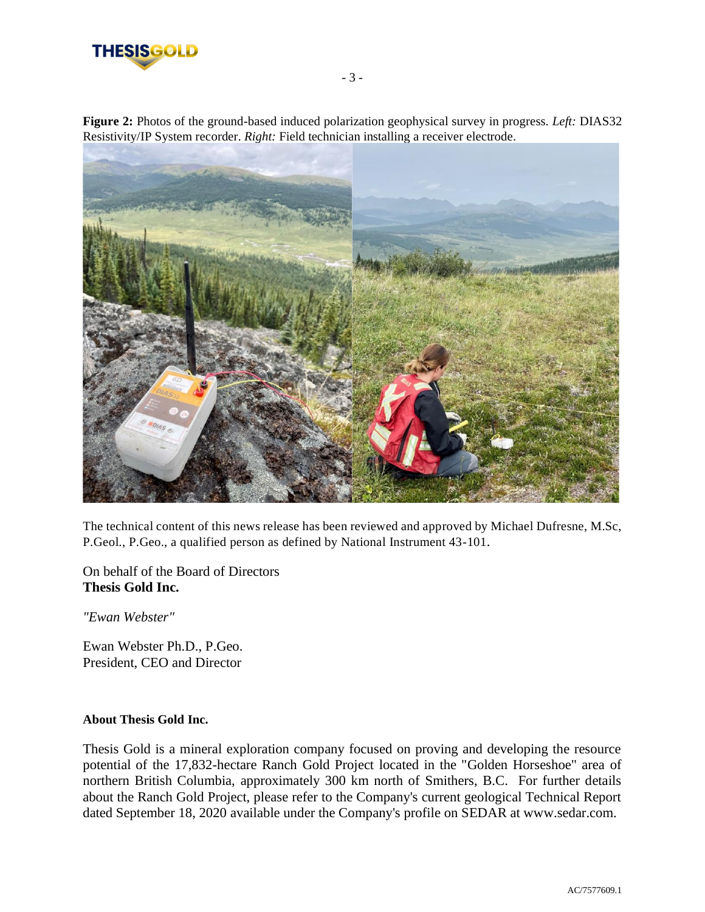**Figure 2:** Photos of the ground-based induced polarization geophysical survey in progress. *Left:* DIAS32 Resistivity/IP System recorder. *Right:* Field technician installing a receiver electrode.

The technical content of this news release has been reviewed and approved by Michael Dufresne, M.Sc, P.Geol., P.Geo., a qualified person as defined by National Instrument 43-101.

On behalf of the Board of Directors
**Thesis Gold Inc.**

*"Ewan Webster"*

Ewan Webster Ph.D., P.Geo.
President, CEO and Director

**About Thesis Gold Inc.**

Thesis Gold is a mineral exploration company focused on proving and developing the resource potential of the 17,832-hectare Ranch Gold Project located in the "Golden Horseshoe" area of northern British Columbia, approximately 300 km north of Smithers, B.C. For further details about the Ranch Gold Project, please refer to the Company's current geological Technical Report dated September 18, 2020 available under the Company's profile on SEDAR at www.sedar.com.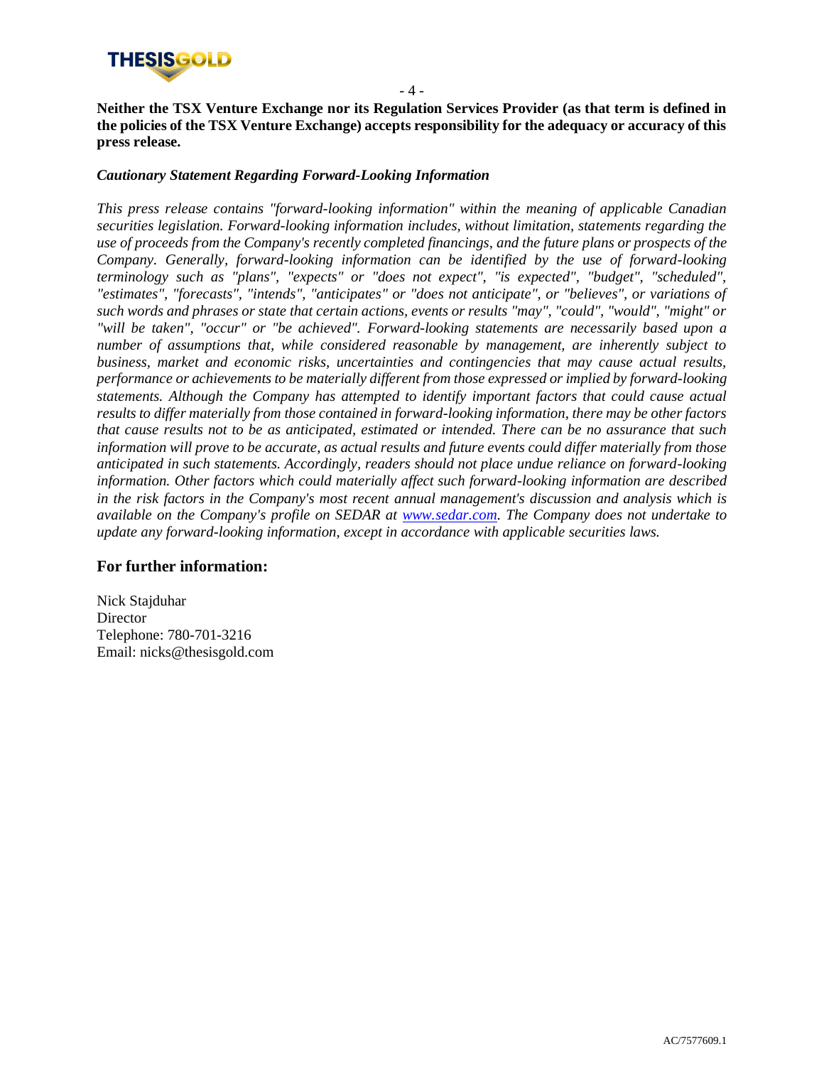**Neither the TSX Venture Exchange nor its Regulation Services Provider (as that term is defined in the policies of the TSX Venture Exchange) accepts responsibility for the adequacy or accuracy of this press release.**

***Cautionary Statement Regarding Forward-Looking Information***

*This press release contains "forward-looking information" within the meaning of applicable Canadian securities legislation. Forward-looking information includes, without limitation, statements regarding the use of proceeds from the Company's recently completed financings, and the future plans or prospects of the Company. Generally, forward-looking information can be identified by the use of forward-looking terminology such as "plans", "expects" or "does not expect", "is expected", "budget", "scheduled", "estimates", "forecasts", "intends", "anticipates" or "does not anticipate", or "believes", or variations of such words and phrases or state that certain actions, events or results "may", "could", "would", "might" or "will be taken", "occur" or "be achieved". Forward-looking statements are necessarily based upon a number of assumptions that, while considered reasonable by management, are inherently subject to business, market and economic risks, uncertainties and contingencies that may cause actual results, performance or achievements to be materially different from those expressed or implied by forward-looking statements. Although the Company has attempted to identify important factors that could cause actual results to differ materially from those contained in forward-looking information, there may be other factors that cause results not to be as anticipated, estimated or intended. There can be no assurance that such information will prove to be accurate, as actual results and future events could differ materially from those anticipated in such statements. Accordingly, readers should not place undue reliance on forward-looking information. Other factors which could materially affect such forward-looking information are described in the risk factors in the Company's most recent annual management's discussion and analysis which is available on the Company's profile on SEDAR at www.sedar.com. The Company does not undertake to update any forward-looking information, except in accordance with applicable securities laws.*

## For further information:

Nick Stajduhar
Director
Telephone: 780-701-3216
Email: nicks@thesisgold.com

AC/7577609.1